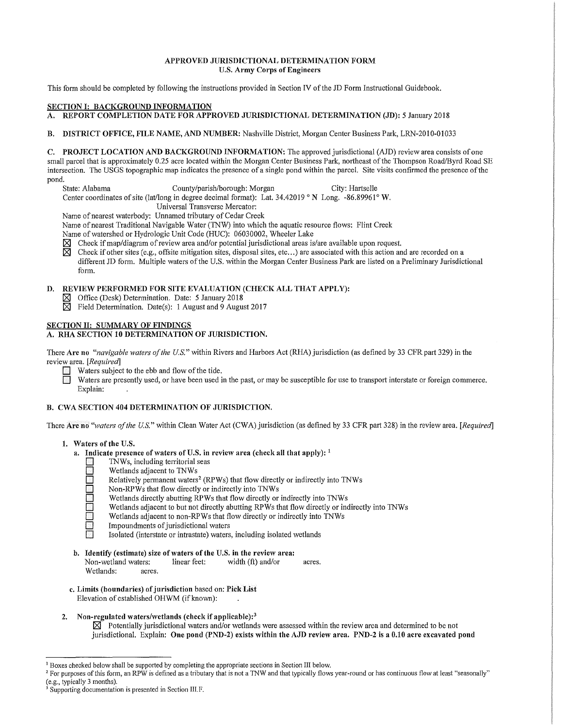**APPROVED JURISDICTIONAL DETERMINATION FORM**
**U.S. Army Corps of Engineers**

This form should be completed by following the instructions provided in Section IV of the JD Form Instructional Guidebook.

## SECTION I: BACKGROUND INFORMATION

**A. REPORT COMPLETION DATE FOR APPROVED JURISDICTIONAL DETERMINATION (JD):** 5 January 2018

**B. DISTRICT OFFICE, FILE NAME, AND NUMBER:** Nashville District, Morgan Center Business Park, LRN-2010-01033

**C. PROJECT LOCATION AND BACKGROUND INFORMATION:** The approved jurisdictional (AJD) review area consists of one small parcel that is approximately 0.25 acre located within the Morgan Center Business Park, northeast of the Thompson Road/Byrd Road SE intersection. The USGS topographic map indicates the presence of a single pond within the parcel. Site visits confirmed the presence of the pond.

State: Alabama County/parish/borough: Morgan City: Hartselle
Center coordinates of site (lat/long in degree decimal format): Lat. 34.42019 ° N Long. -86.89961° W.
Universal Transverse Mercator:
Name of nearest waterbody: Unnamed tributary of Cedar Creek
Name of nearest Traditional Navigable Water (TNW) into which the aquatic resource flows: Flint Creek
Name of watershed or Hydrologic Unit Code (HUC): 06030002, Wheeler Lake

☒ Check if map/diagram of review area and/or potential jurisdictional areas is/are available upon request.
☒ Check if other sites (e.g., offsite mitigation sites, disposal sites, etc…) are associated with this action and are recorded on a different JD form. Multiple waters of the U.S. within the Morgan Center Business Park are listed on a Preliminary Jurisdictional form.

**D. REVIEW PERFORMED FOR SITE EVALUATION (CHECK ALL THAT APPLY):**

☒ Office (Desk) Determination. Date: 5 January 2018
☒ Field Determination. Date(s): 1 August and 9 August 2017

## SECTION II: SUMMARY OF FINDINGS

**A. RHA SECTION 10 DETERMINATION OF JURISDICTION.**

There **Are no** *"navigable waters of the U.S."* within Rivers and Harbors Act (RHA) jurisdiction (as defined by 33 CFR part 329) in the review area. *[Required]*

☐ Waters subject to the ebb and flow of the tide.
☐ Waters are presently used, or have been used in the past, or may be susceptible for use to transport interstate or foreign commerce. Explain: .

**B. CWA SECTION 404 DETERMINATION OF JURISDICTION.**

There **Are no** *"waters of the U.S."* within Clean Water Act (CWA) jurisdiction (as defined by 33 CFR part 328) in the review area. *[Required]*

**1. Waters of the U.S.**

**a. Indicate presence of waters of U.S. in review area (check all that apply):** [1]

☐ TNWs, including territorial seas
☐ Wetlands adjacent to TNWs
☐ Relatively permanent waters[2] (RPWs) that flow directly or indirectly into TNWs
☐ Non-RPWs that flow directly or indirectly into TNWs
☐ Wetlands directly abutting RPWs that flow directly or indirectly into TNWs
☐ Wetlands adjacent to but not directly abutting RPWs that flow directly or indirectly into TNWs
☐ Wetlands adjacent to non-RPWs that flow directly or indirectly into TNWs
☐ Impoundments of jurisdictional waters
☐ Isolated (interstate or intrastate) waters, including isolated wetlands

**b. Identify (estimate) size of waters of the U.S. in the review area:**
Non-wetland waters: linear feet: width (ft) and/or acres.
Wetlands: acres.

**c. Limits (boundaries) of jurisdiction** based on: **Pick List**
Elevation of established OHWM (if known): .

**2. Non-regulated waters/wetlands (check if applicable):**[3]

☒ Potentially jurisdictional waters and/or wetlands were assessed within the review area and determined to be not jurisdictional. Explain: **One pond (PND-2) exists within the AJD review area. PND-2 is a 0.10 acre excavated pond**

---

[1] Boxes checked below shall be supported by completing the appropriate sections in Section III below.
[2] For purposes of this form, an RPW is defined as a tributary that is not a TNW and that typically flows year-round or has continuous flow at least "seasonally" (e.g., typically 3 months).
[3] Supporting documentation is presented in Section III.F.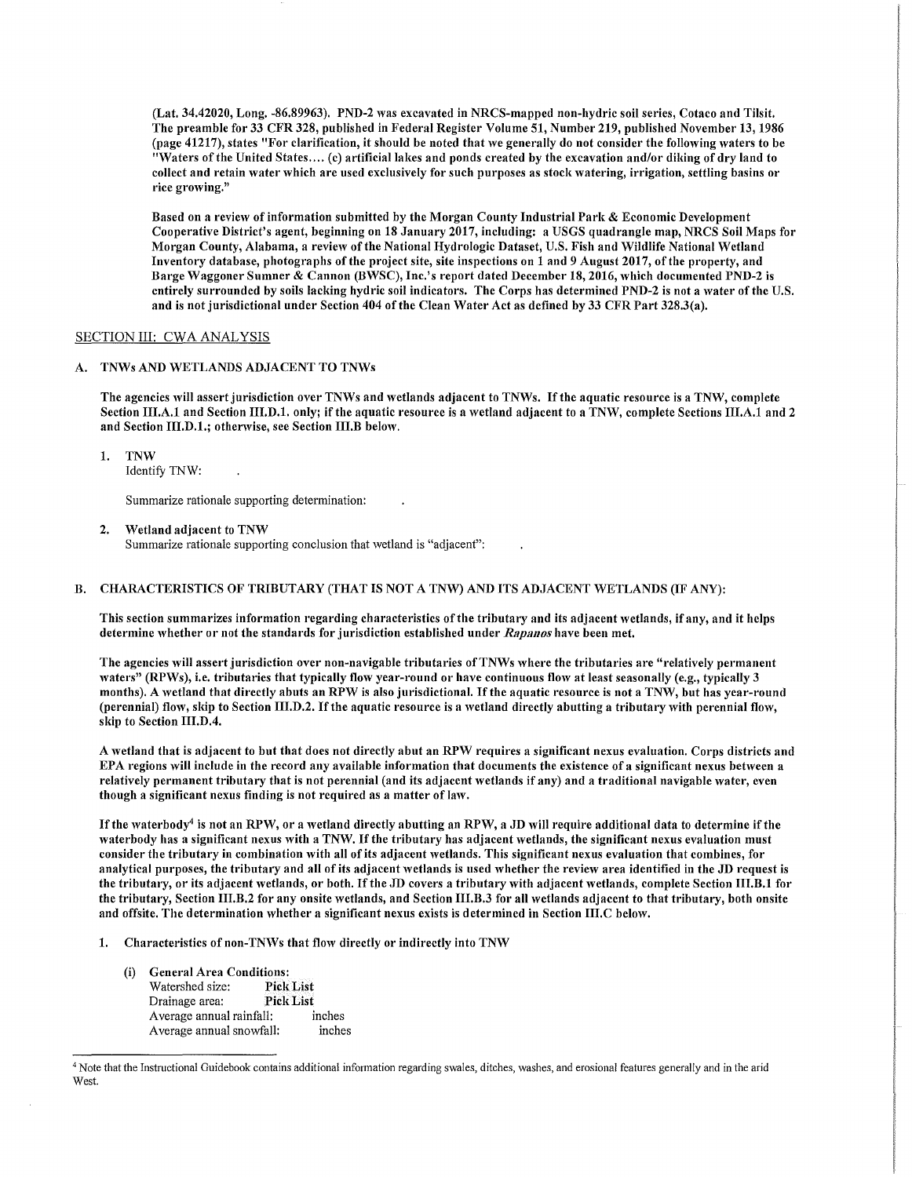**(Lat. 34.42020, Long. -86.89963). PND-2 was excavated in NRCS-mapped non-hydric soil series, Cotaco and Tilsit. The preamble for 33 CFR 328, published in Federal Register Volume 51, Number 219, published November 13, 1986 (page 41217), states "For clarification, it should be noted that we generally do not consider the following waters to be "Waters of the United States.... (c) artificial lakes and ponds created by the excavation and/or diking of dry land to collect and retain water which are used exclusively for such purposes as stock watering, irrigation, settling basins or rice growing."**

**Based on a review of information submitted by the Morgan County Industrial Park & Economic Development Cooperative District's agent, beginning on 18 January 2017, including: a USGS quadrangle map, NRCS Soil Maps for Morgan County, Alabama, a review of the National Hydrologic Dataset, U.S. Fish and Wildlife National Wetland Inventory database, photographs of the project site, site inspections on 1 and 9 August 2017, of the property, and Barge Waggoner Sumner & Cannon (BWSC), Inc.'s report dated December 18, 2016, which documented PND-2 is entirely surrounded by soils lacking hydric soil indicators. The Corps has determined PND-2 is not a water of the U.S. and is not jurisdictional under Section 404 of the Clean Water Act as defined by 33 CFR Part 328.3(a).**

## SECTION III: CWA ANALYSIS

### A. TNWs AND WETLANDS ADJACENT TO TNWs

**The agencies will assert jurisdiction over TNWs and wetlands adjacent to TNWs. If the aquatic resource is a TNW, complete Section III.A.1 and Section III.D.1. only; if the aquatic resource is a wetland adjacent to a TNW, complete Sections III.A.1 and 2 and Section III.D.1.; otherwise, see Section III.B below.**

1. **TNW**
   Identify TNW: .

   Summarize rationale supporting determination: .

2. **Wetland adjacent to TNW**
   Summarize rationale supporting conclusion that wetland is "adjacent": .

### B. CHARACTERISTICS OF TRIBUTARY (THAT IS NOT A TNW) AND ITS ADJACENT WETLANDS (IF ANY):

**This section summarizes information regarding characteristics of the tributary and its adjacent wetlands, if any, and it helps determine whether or not the standards for jurisdiction established under *Rapanos* have been met.**

**The agencies will assert jurisdiction over non-navigable tributaries of TNWs where the tributaries are "relatively permanent waters" (RPWs), i.e. tributaries that typically flow year-round or have continuous flow at least seasonally (e.g., typically 3 months). A wetland that directly abuts an RPW is also jurisdictional. If the aquatic resource is not a TNW, but has year-round (perennial) flow, skip to Section III.D.2. If the aquatic resource is a wetland directly abutting a tributary with perennial flow, skip to Section III.D.4.**

**A wetland that is adjacent to but that does not directly abut an RPW requires a significant nexus evaluation. Corps districts and EPA regions will include in the record any available information that documents the existence of a significant nexus between a relatively permanent tributary that is not perennial (and its adjacent wetlands if any) and a traditional navigable water, even though a significant nexus finding is not required as a matter of law.**

**If the waterbody[4] is not an RPW, or a wetland directly abutting an RPW, a JD will require additional data to determine if the waterbody has a significant nexus with a TNW. If the tributary has adjacent wetlands, the significant nexus evaluation must consider the tributary in combination with all of its adjacent wetlands. This significant nexus evaluation that combines, for analytical purposes, the tributary and all of its adjacent wetlands is used whether the review area identified in the JD request is the tributary, or its adjacent wetlands, or both. If the JD covers a tributary with adjacent wetlands, complete Section III.B.1 for the tributary, Section III.B.2 for any onsite wetlands, and Section III.B.3 for all wetlands adjacent to that tributary, both onsite and offsite. The determination whether a significant nexus exists is determined in Section III.C below.**

1. **Characteristics of non-TNWs that flow directly or indirectly into TNW**

   (i) **General Area Conditions:**
   Watershed size: **Pick List**
   Drainage area: **Pick List**
   Average annual rainfall: inches
   Average annual snowfall: inches

---

[4] Note that the Instructional Guidebook contains additional information regarding swales, ditches, washes, and erosional features generally and in the arid West.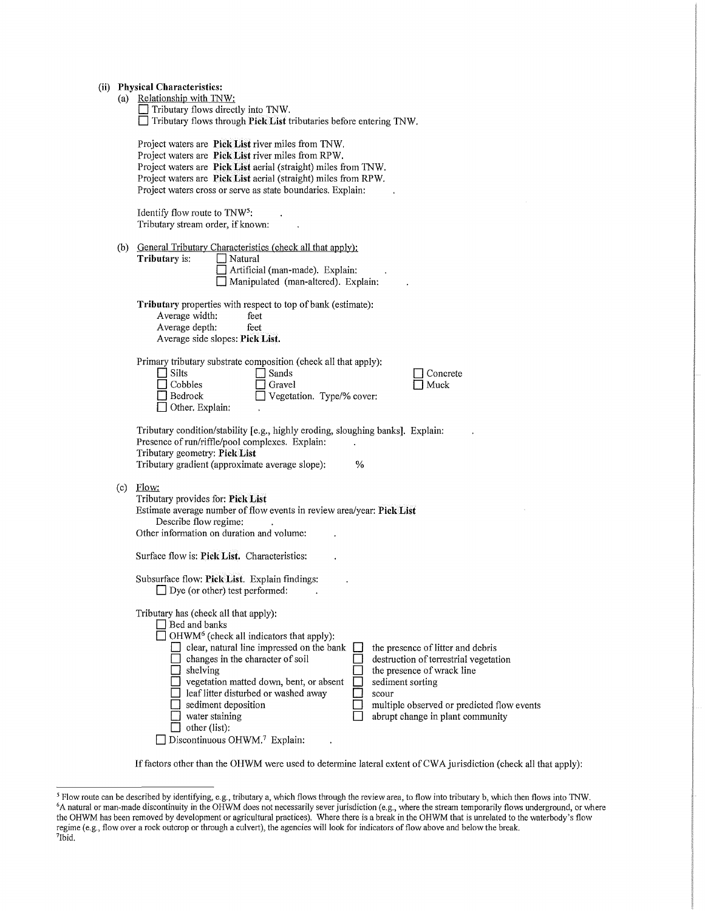**(ii) Physical Characteristics:**

(a) Relationship with TNW:

- ☐ Tributary flows directly into TNW.
- ☐ Tributary flows through **Pick List** tributaries before entering TNW.

Project waters are **Pick List** river miles from TNW.
Project waters are **Pick List** river miles from RPW.
Project waters are **Pick List** aerial (straight) miles from TNW.
Project waters are **Pick List** aerial (straight) miles from RPW.
Project waters cross or serve as state boundaries. Explain: .

Identify flow route to TNW[5]: .
Tributary stream order, if known: .

(b) General Tributary Characteristics (check all that apply):

**Tributary** is:
- ☐ Natural
- ☐ Artificial (man-made). Explain: .
- ☐ Manipulated (man-altered). Explain: .

**Tributary** properties with respect to top of bank (estimate):
Average width: feet
Average depth: feet
Average side slopes: **Pick List.**

Primary tributary substrate composition (check all that apply):
- ☐ Silts
- ☐ Sands
- ☐ Concrete
- ☐ Cobbles
- ☐ Gravel
- ☐ Muck
- ☐ Bedrock
- ☐ Vegetation. Type/% cover:
- ☐ Other. Explain: .

Tributary condition/stability [e.g., highly eroding, sloughing banks]. Explain: .
Presence of run/riffle/pool complexes. Explain: .
Tributary geometry: **Pick List**
Tributary gradient (approximate average slope): %

(c) Flow:

Tributary provides for: **Pick List**
Estimate average number of flow events in review area/year: **Pick List**
Describe flow regime: .
Other information on duration and volume: .

Surface flow is: **Pick List.** Characteristics: .

Subsurface flow: **Pick List**. Explain findings: .
- ☐ Dye (or other) test performed: .

Tributary has (check all that apply):
- ☐ Bed and banks
- ☐ OHWM[6] (check all indicators that apply):
  - ☐ clear, natural line impressed on the bank
  - ☐ changes in the character of soil
  - ☐ shelving
  - ☐ vegetation matted down, bent, or absent
  - ☐ leaf litter disturbed or washed away
  - ☐ sediment deposition
  - ☐ water staining
  - ☐ other (list):
  - ☐ the presence of litter and debris
  - ☐ destruction of terrestrial vegetation
  - ☐ the presence of wrack line
  - ☐ sediment sorting
  - ☐ scour
  - ☐ multiple observed or predicted flow events
  - ☐ abrupt change in plant community
- ☐ Discontinuous OHWM.[7] Explain: .

If factors other than the OHWM were used to determine lateral extent of CWA jurisdiction (check all that apply):

---

[5] Flow route can be described by identifying, e.g., tributary a, which flows through the review area, to flow into tributary b, which then flows into TNW.
[6] A natural or man-made discontinuity in the OHWM does not necessarily sever jurisdiction (e.g., where the stream temporarily flows underground, or where the OHWM has been removed by development or agricultural practices). Where there is a break in the OHWM that is unrelated to the waterbody's flow regime (e.g., flow over a rock outcrop or through a culvert), the agencies will look for indicators of flow above and below the break.
[7] Ibid.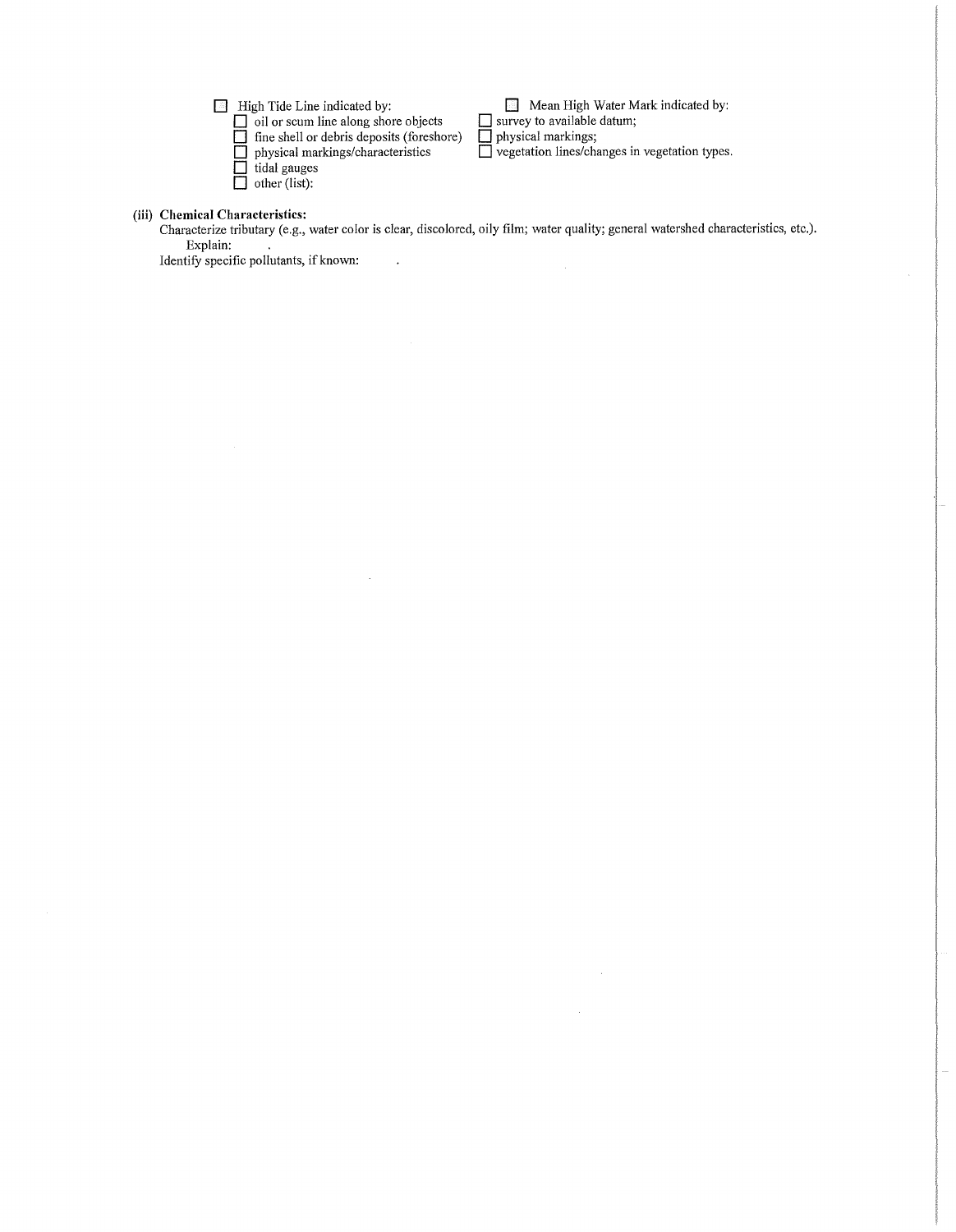☐ High Tide Line indicated by:
- ☐ oil or scum line along shore objects
- ☐ fine shell or debris deposits (foreshore)
- ☐ physical markings/characteristics
- ☐ tidal gauges
- ☐ other (list):

☐ Mean High Water Mark indicated by:
- ☐ survey to available datum;
- ☐ physical markings;
- ☐ vegetation lines/changes in vegetation types.

**(iii) Chemical Characteristics:**

Characterize tributary (e.g., water color is clear, discolored, oily film; water quality; general watershed characteristics, etc.).

Explain: .

Identify specific pollutants, if known: .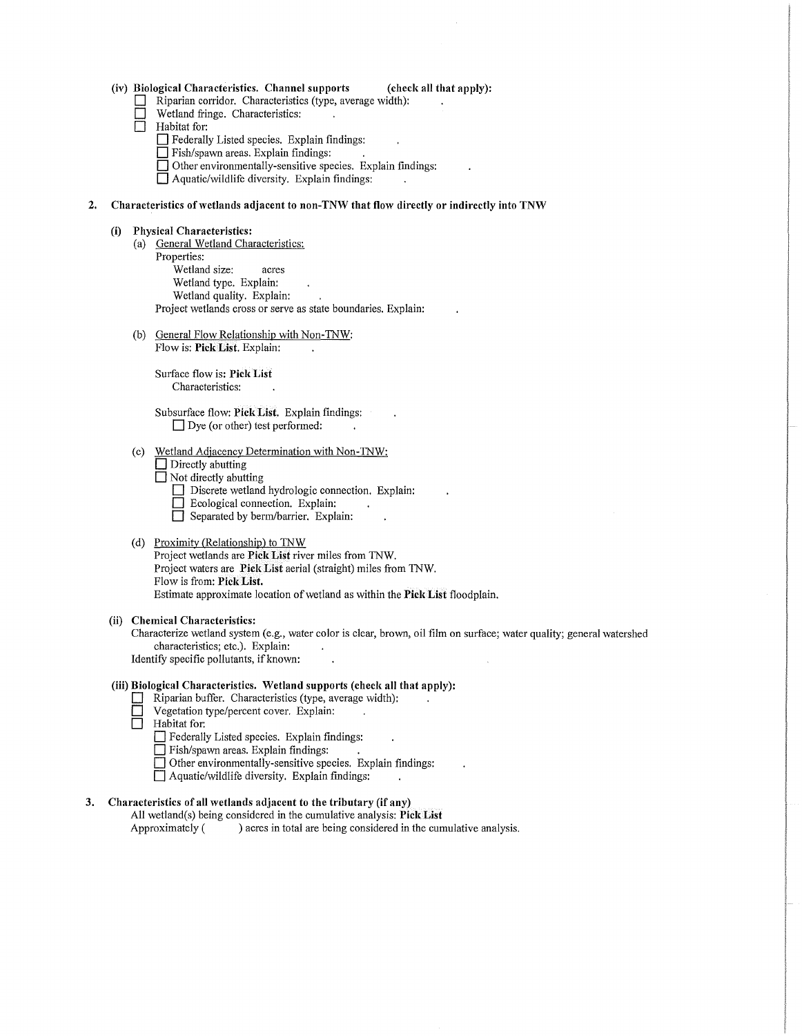**(iv) Biological Characteristics. Channel supports (check all that apply):**

- ☐ Riparian corridor. Characteristics (type, average width): .
- ☐ Wetland fringe. Characteristics: .
- ☐ Habitat for:
  - ☐ Federally Listed species. Explain findings: .
  - ☐ Fish/spawn areas. Explain findings: .
  - ☐ Other environmentally-sensitive species. Explain findings: .
  - ☐ Aquatic/wildlife diversity. Explain findings: .

**2. Characteristics of wetlands adjacent to non-TNW that flow directly or indirectly into TNW**

**(i) Physical Characteristics:**

(a) General Wetland Characteristics:

Properties:

Wetland size: acres

Wetland type. Explain: .

Wetland quality. Explain: .

Project wetlands cross or serve as state boundaries. Explain: .

(b) General Flow Relationship with Non-TNW:

Flow is: **Pick List**. Explain: .

Surface flow is: **Pick List**

Characteristics: .

Subsurface flow: **Pick List**. Explain findings: .

☐ Dye (or other) test performed: .

(c) Wetland Adjacency Determination with Non-TNW:

- ☐ Directly abutting
- ☐ Not directly abutting
  - ☐ Discrete wetland hydrologic connection. Explain: .
  - ☐ Ecological connection. Explain: .
  - ☐ Separated by berm/barrier. Explain: .

(d) Proximity (Relationship) to TNW

Project wetlands are **Pick List** river miles from TNW.

Project waters are **Pick List** aerial (straight) miles from TNW.

Flow is from: **Pick List.**

Estimate approximate location of wetland as within the **Pick List** floodplain.

**(ii) Chemical Characteristics:**

Characterize wetland system (e.g., water color is clear, brown, oil film on surface; water quality; general watershed characteristics; etc.). Explain: .

Identify specific pollutants, if known: .

**(iii) Biological Characteristics. Wetland supports (check all that apply):**

- ☐ Riparian buffer. Characteristics (type, average width): .
- ☐ Vegetation type/percent cover. Explain: .
- ☐ Habitat for:
  - ☐ Federally Listed species. Explain findings: .
  - ☐ Fish/spawn areas. Explain findings: .
  - ☐ Other environmentally-sensitive species. Explain findings: .
  - ☐ Aquatic/wildlife diversity. Explain findings: .

**3. Characteristics of all wetlands adjacent to the tributary (if any)**

All wetland(s) being considered in the cumulative analysis: **Pick List**

Approximately ( ) acres in total are being considered in the cumulative analysis.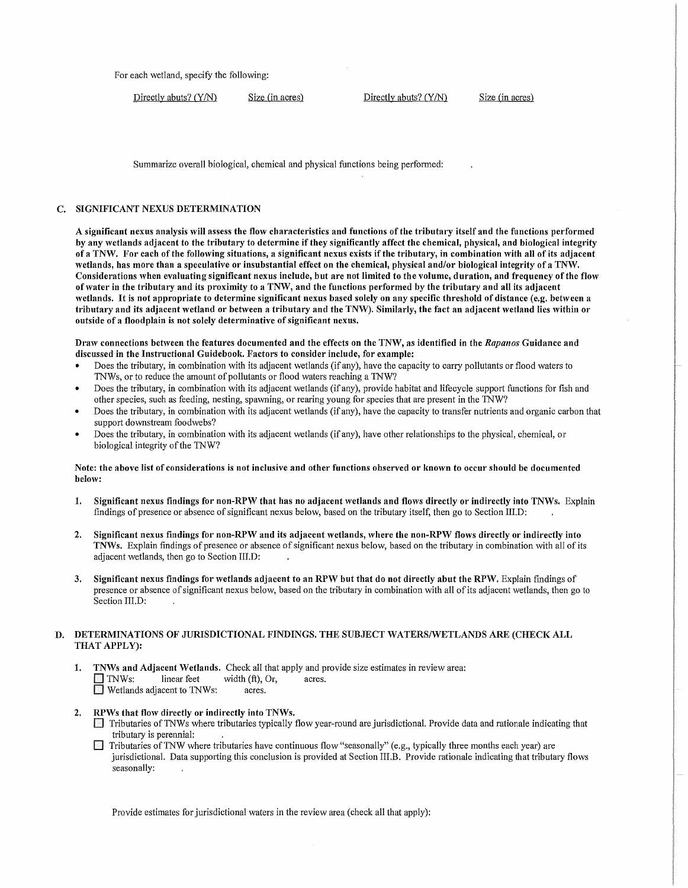For each wetland, specify the following:

| Directly abuts? (Y/N) | Size (in acres) | Directly abuts? (Y/N) | Size (in acres) |
|---|---|---|---|

Summarize overall biological, chemical and physical functions being performed: .

## C. SIGNIFICANT NEXUS DETERMINATION

**A significant nexus analysis will assess the flow characteristics and functions of the tributary itself and the functions performed by any wetlands adjacent to the tributary to determine if they significantly affect the chemical, physical, and biological integrity of a TNW. For each of the following situations, a significant nexus exists if the tributary, in combination with all of its adjacent wetlands, has more than a speculative or insubstantial effect on the chemical, physical and/or biological integrity of a TNW. Considerations when evaluating significant nexus include, but are not limited to the volume, duration, and frequency of the flow of water in the tributary and its proximity to a TNW, and the functions performed by the tributary and all its adjacent wetlands. It is not appropriate to determine significant nexus based solely on any specific threshold of distance (e.g. between a tributary and its adjacent wetland or between a tributary and the TNW). Similarly, the fact an adjacent wetland lies within or outside of a floodplain is not solely determinative of significant nexus.**

**Draw connections between the features documented and the effects on the TNW, as identified in the *Rapanos* Guidance and discussed in the Instructional Guidebook. Factors to consider include, for example:**

- Does the tributary, in combination with its adjacent wetlands (if any), have the capacity to carry pollutants or flood waters to TNWs, or to reduce the amount of pollutants or flood waters reaching a TNW?
- Does the tributary, in combination with its adjacent wetlands (if any), provide habitat and lifecycle support functions for fish and other species, such as feeding, nesting, spawning, or rearing young for species that are present in the TNW?
- Does the tributary, in combination with its adjacent wetlands (if any), have the capacity to transfer nutrients and organic carbon that support downstream foodwebs?
- Does the tributary, in combination with its adjacent wetlands (if any), have other relationships to the physical, chemical, or biological integrity of the TNW?

**Note: the above list of considerations is not inclusive and other functions observed or known to occur should be documented below:**

1. **Significant nexus findings for non-RPW that has no adjacent wetlands and flows directly or indirectly into TNWs.** Explain findings of presence or absence of significant nexus below, based on the tributary itself, then go to Section III.D: .

2. **Significant nexus findings for non-RPW and its adjacent wetlands, where the non-RPW flows directly or indirectly into TNWs.** Explain findings of presence or absence of significant nexus below, based on the tributary in combination with all of its adjacent wetlands, then go to Section III.D: .

3. **Significant nexus findings for wetlands adjacent to an RPW but that do not directly abut the RPW.** Explain findings of presence or absence of significant nexus below, based on the tributary in combination with all of its adjacent wetlands, then go to Section III.D: .

## D. DETERMINATIONS OF JURISDICTIONAL FINDINGS. THE SUBJECT WATERS/WETLANDS ARE (CHECK ALL THAT APPLY):

1. **TNWs and Adjacent Wetlands.** Check all that apply and provide size estimates in review area:
   - ☐ TNWs: linear feet width (ft), Or, acres.
   - ☐ Wetlands adjacent to TNWs: acres.

2. **RPWs that flow directly or indirectly into TNWs.**
   - ☐ Tributaries of TNWs where tributaries typically flow year-round are jurisdictional. Provide data and rationale indicating that tributary is perennial: .
   - ☐ Tributaries of TNW where tributaries have continuous flow "seasonally" (e.g., typically three months each year) are jurisdictional. Data supporting this conclusion is provided at Section III.B. Provide rationale indicating that tributary flows seasonally: .

   Provide estimates for jurisdictional waters in the review area (check all that apply):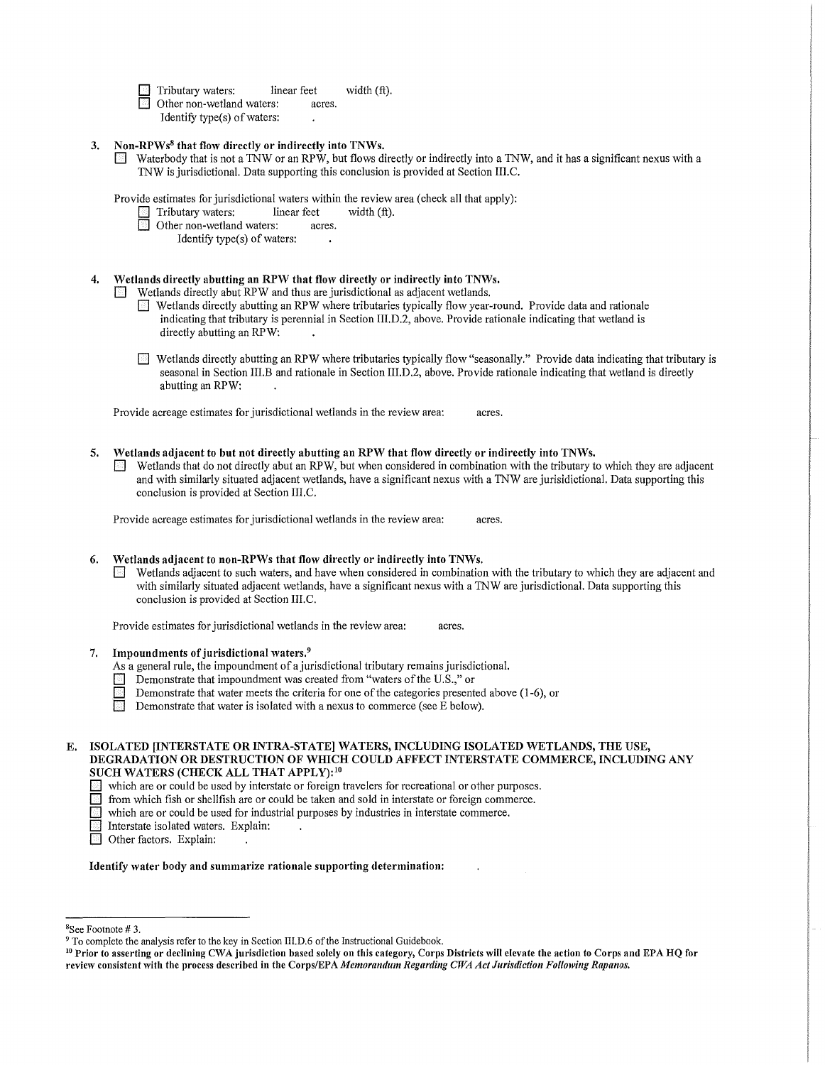- ☐ Tributary waters: linear feet width (ft).
- ☐ Other non-wetland waters: acres.
  Identify type(s) of waters: .

**3. Non-RPWs[8] that flow directly or indirectly into TNWs.**

☐ Waterbody that is not a TNW or an RPW, but flows directly or indirectly into a TNW, and it has a significant nexus with a TNW is jurisdictional. Data supporting this conclusion is provided at Section III.C.

Provide estimates for jurisdictional waters within the review area (check all that apply):

- ☐ Tributary waters: linear feet width (ft).
- ☐ Other non-wetland waters: acres.
  Identify type(s) of waters: .

**4. Wetlands directly abutting an RPW that flow directly or indirectly into TNWs.**

☐ Wetlands directly abut RPW and thus are jurisdictional as adjacent wetlands.

- ☐ Wetlands directly abutting an RPW where tributaries typically flow year-round. Provide data and rationale indicating that tributary is perennial in Section III.D.2, above. Provide rationale indicating that wetland is directly abutting an RPW: .

- ☐ Wetlands directly abutting an RPW where tributaries typically flow "seasonally." Provide data indicating that tributary is seasonal in Section III.B and rationale in Section III.D.2, above. Provide rationale indicating that wetland is directly abutting an RPW: .

Provide acreage estimates for jurisdictional wetlands in the review area: acres.

**5. Wetlands adjacent to but not directly abutting an RPW that flow directly or indirectly into TNWs.**

☐ Wetlands that do not directly abut an RPW, but when considered in combination with the tributary to which they are adjacent and with similarly situated adjacent wetlands, have a significant nexus with a TNW are jurisidictional. Data supporting this conclusion is provided at Section III.C.

Provide acreage estimates for jurisdictional wetlands in the review area: acres.

**6. Wetlands adjacent to non-RPWs that flow directly or indirectly into TNWs.**

☐ Wetlands adjacent to such waters, and have when considered in combination with the tributary to which they are adjacent and with similarly situated adjacent wetlands, have a significant nexus with a TNW are jurisdictional. Data supporting this conclusion is provided at Section III.C.

Provide estimates for jurisdictional wetlands in the review area: acres.

**7. Impoundments of jurisdictional waters.[9]**

As a general rule, the impoundment of a jurisdictional tributary remains jurisdictional.

- ☐ Demonstrate that impoundment was created from "waters of the U.S.," or
- ☐ Demonstrate that water meets the criteria for one of the categories presented above (1-6), or
- ☐ Demonstrate that water is isolated with a nexus to commerce (see E below).

**E. ISOLATED [INTERSTATE OR INTRA-STATE] WATERS, INCLUDING ISOLATED WETLANDS, THE USE, DEGRADATION OR DESTRUCTION OF WHICH COULD AFFECT INTERSTATE COMMERCE, INCLUDING ANY SUCH WATERS (CHECK ALL THAT APPLY):[10]**

- ☐ which are or could be used by interstate or foreign travelers for recreational or other purposes.
- ☐ from which fish or shellfish are or could be taken and sold in interstate or foreign commerce.
- ☐ which are or could be used for industrial purposes by industries in interstate commerce.
- ☐ Interstate isolated waters. Explain: .
- ☐ Other factors. Explain: .

**Identify water body and summarize rationale supporting determination:** .

---

[8]See Footnote # 3.

[9] To complete the analysis refer to the key in Section III.D.6 of the Instructional Guidebook.

[10] **Prior to asserting or declining CWA jurisdiction based solely on this category, Corps Districts will elevate the action to Corps and EPA HQ for review consistent with the process described in the Corps/EPA *Memorandum Regarding CWA Act Jurisdiction Following Rapanos.***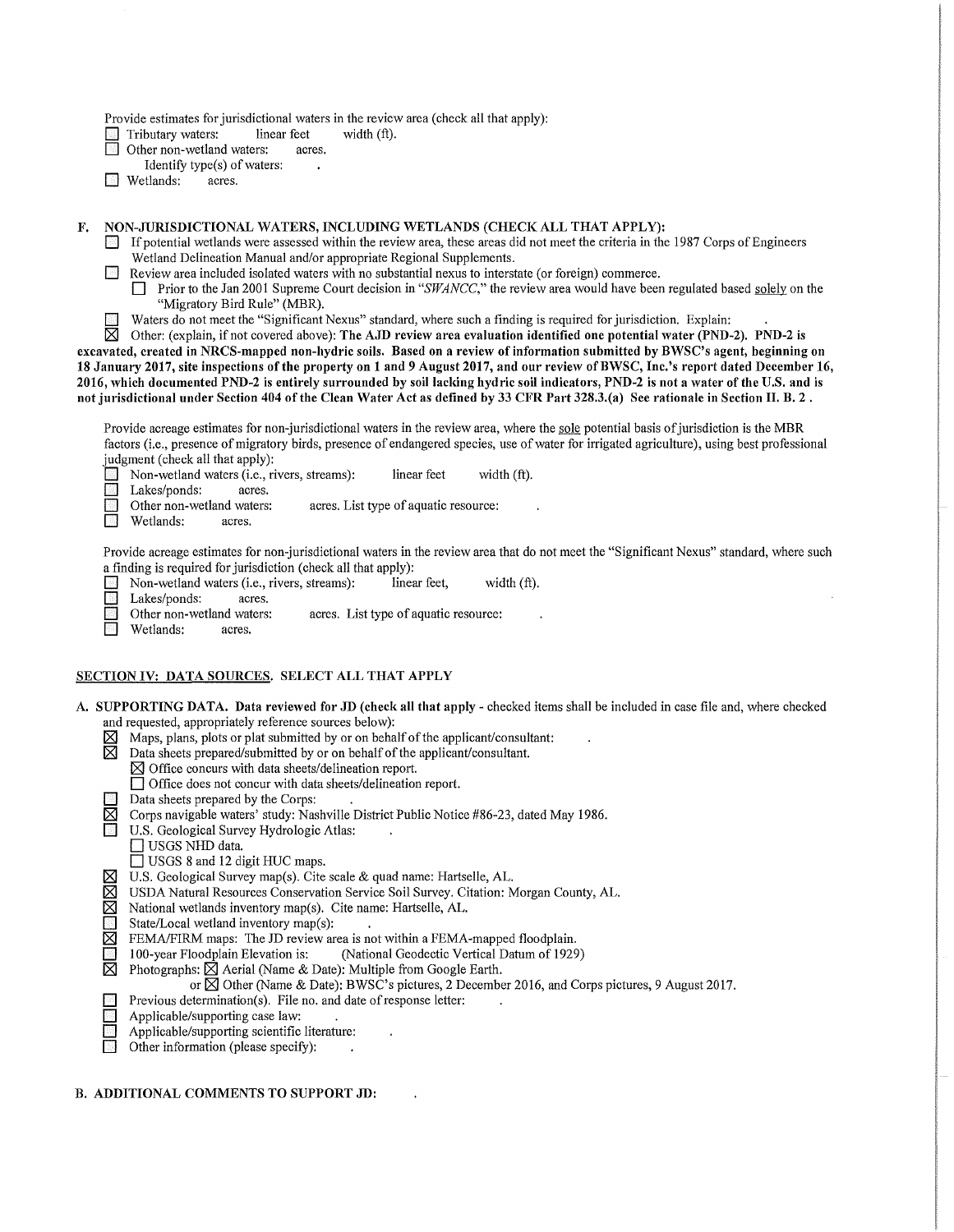Provide estimates for jurisdictional waters in the review area (check all that apply):

- ☐ Tributary waters: linear feet width (ft).
- ☐ Other non-wetland waters: acres.
  - Identify type(s) of waters: .
- ☐ Wetlands: acres.

**F. NON-JURISDICTIONAL WATERS, INCLUDING WETLANDS (CHECK ALL THAT APPLY):**

- ☐ If potential wetlands were assessed within the review area, these areas did not meet the criteria in the 1987 Corps of Engineers Wetland Delineation Manual and/or appropriate Regional Supplements.
- ☐ Review area included isolated waters with no substantial nexus to interstate (or foreign) commerce.
  - ☐ Prior to the Jan 2001 Supreme Court decision in "*SWANCC*," the review area would have been regulated based solely on the "Migratory Bird Rule" (MBR).
- ☐ Waters do not meet the "Significant Nexus" standard, where such a finding is required for jurisdiction. Explain: .
- ☒ Other: (explain, if not covered above): **The AJD review area evaluation identified one potential water (PND-2). PND-2 is excavated, created in NRCS-mapped non-hydric soils. Based on a review of information submitted by BWSC's agent, beginning on 18 January 2017, site inspections of the property on 1 and 9 August 2017, and our review of BWSC, Inc.'s report dated December 16, 2016, which documented PND-2 is entirely surrounded by soil lacking hydric soil indicators, PND-2 is not a water of the U.S. and is not jurisdictional under Section 404 of the Clean Water Act as defined by 33 CFR Part 328.3.(a) See rationale in Section II. B. 2 .**

Provide acreage estimates for non-jurisdictional waters in the review area, where the sole potential basis of jurisdiction is the MBR factors (i.e., presence of migratory birds, presence of endangered species, use of water for irrigated agriculture), using best professional judgment (check all that apply):

- ☐ Non-wetland waters (i.e., rivers, streams): linear feet width (ft).
- ☐ Lakes/ponds: acres.
- ☐ Other non-wetland waters: acres. List type of aquatic resource: .
- ☐ Wetlands: acres.

Provide acreage estimates for non-jurisdictional waters in the review area that do not meet the "Significant Nexus" standard, where such a finding is required for jurisdiction (check all that apply):

- ☐ Non-wetland waters (i.e., rivers, streams): linear feet, width (ft).
- ☐ Lakes/ponds: acres.
- ☐ Other non-wetland waters: acres. List type of aquatic resource: .
- ☐ Wetlands: acres.

## SECTION IV: DATA SOURCES. SELECT ALL THAT APPLY

**A. SUPPORTING DATA. Data reviewed for JD (check all that apply** - checked items shall be included in case file and, where checked and requested, appropriately reference sources below):

- ☒ Maps, plans, plots or plat submitted by or on behalf of the applicant/consultant: .
- ☒ Data sheets prepared/submitted by or on behalf of the applicant/consultant.
  - ☒ Office concurs with data sheets/delineation report.
  - ☐ Office does not concur with data sheets/delineation report.
- ☐ Data sheets prepared by the Corps: .
- ☒ Corps navigable waters' study: Nashville District Public Notice #86-23, dated May 1986.
- ☐ U.S. Geological Survey Hydrologic Atlas: .
  - ☐ USGS NHD data.
  - ☐ USGS 8 and 12 digit HUC maps.
- ☒ U.S. Geological Survey map(s). Cite scale & quad name: Hartselle, AL.
- ☒ USDA Natural Resources Conservation Service Soil Survey. Citation: Morgan County, AL.
- ☒ National wetlands inventory map(s). Cite name: Hartselle, AL.
- ☐ State/Local wetland inventory map(s): .
- ☒ FEMA/FIRM maps: The JD review area is not within a FEMA-mapped floodplain.
- ☐ 100-year Floodplain Elevation is: (National Geodectic Vertical Datum of 1929)
- ☒ Photographs: ☒ Aerial (Name & Date): Multiple from Google Earth.
  - or ☒ Other (Name & Date): BWSC's pictures, 2 December 2016, and Corps pictures, 9 August 2017.
- ☐ Previous determination(s). File no. and date of response letter: .
- ☐ Applicable/supporting case law: .
- ☐ Applicable/supporting scientific literature: .
- ☐ Other information (please specify): .

**B. ADDITIONAL COMMENTS TO SUPPORT JD:** .